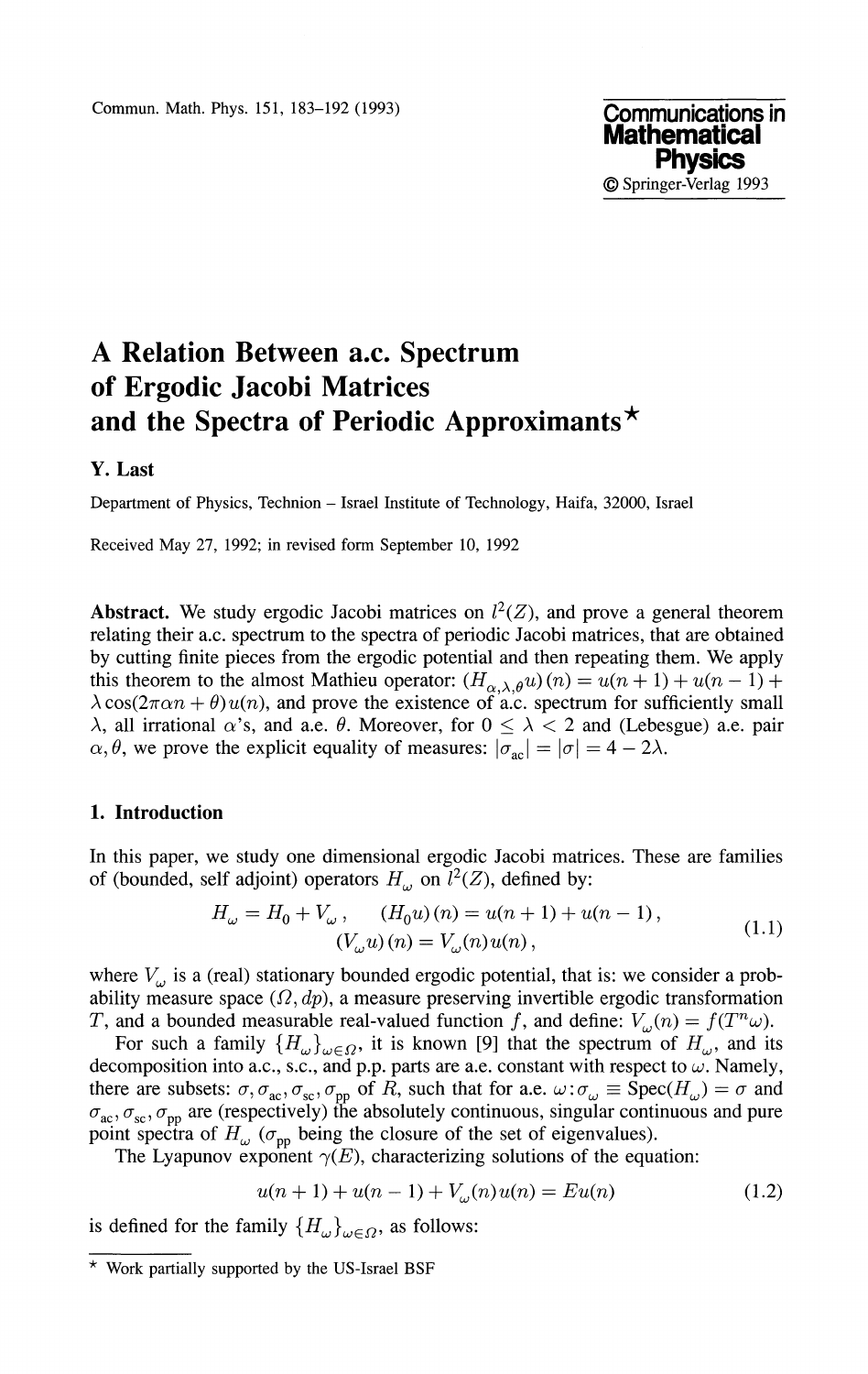# A Relation Between a.c. Spectrum of Ergodic Jacobi Matrices and the Spectra of Periodic Approximants*

**Y. Last**

Department of Physics, Technion – Israel Institute of Technology, Haifa, 32000, Israel

Received May 27, 1992; in revised form September 10, 1992

**Abstract.** We study ergodic Jacobi matrices on $l^2(Z)$, and prove a general theorem relating their a.c. spectrum to the spectra of periodic Jacobi matrices, that are obtained by cutting finite pieces from the ergodic potential and then repeating them. We apply this theorem to the almost Mathieu operator: $(H_{\alpha,\lambda,\theta}u)(n) = u(n+1) + u(n-1) + \lambda\cos(2\pi\alpha n + \theta)u(n)$, and prove the existence of a.c. spectrum for sufficiently small $\lambda$, all irrational $\alpha$'s, and a.e. $\theta$. Moreover, for $0 \le \lambda < 2$ and (Lebesgue) a.e. pair $\alpha, \theta$, we prove the explicit equality of measures: $|\sigma_{ac}| = |\sigma| = 4 - 2\lambda$.

## 1. Introduction

In this paper, we study one dimensional ergodic Jacobi matrices. These are families of (bounded, self adjoint) operators $H_\omega$ on $l^2(Z)$, defined by:

$$H_\omega = H_0 + V_\omega, \quad (H_0 u)(n) = u(n+1) + u(n-1), \quad (V_\omega u)(n) = V_\omega(n)u(n), \tag{1.1}$$

where $V_\omega$ is a (real) stationary bounded ergodic potential, that is: we consider a probability measure space $(\Omega, dp)$, a measure preserving invertible ergodic transformation $T$, and a bounded measurable real-valued function $f$, and define: $V_\omega(n) = f(T^n\omega)$.

For such a family $\{H_\omega\}_{\omega\in\Omega}$, it is known [9] that the spectrum of $H_\omega$, and its decomposition into a.c., s.c., and p.p. parts are a.e. constant with respect to $\omega$. Namely, there are subsets: $\sigma, \sigma_{ac}, \sigma_{sc}, \sigma_{pp}$ of $R$, such that for a.e. $\omega$: $\sigma_\omega \equiv \mathrm{Spec}(H_\omega) = \sigma$ and $\sigma_{ac}, \sigma_{sc}, \sigma_{pp}$ are (respectively) the absolutely continuous, singular continuous and pure point spectra of $H_\omega$ ($\sigma_{pp}$ being the closure of the set of eigenvalues).

The Lyapunov exponent $\gamma(E)$, characterizing solutions of the equation:

$$u(n+1) + u(n-1) + V_\omega(n)u(n) = Eu(n) \tag{1.2}$$

is defined for the family $\{H_\omega\}_{\omega\in\Omega}$, as follows:

---

* Work partially supported by the US-Israel BSF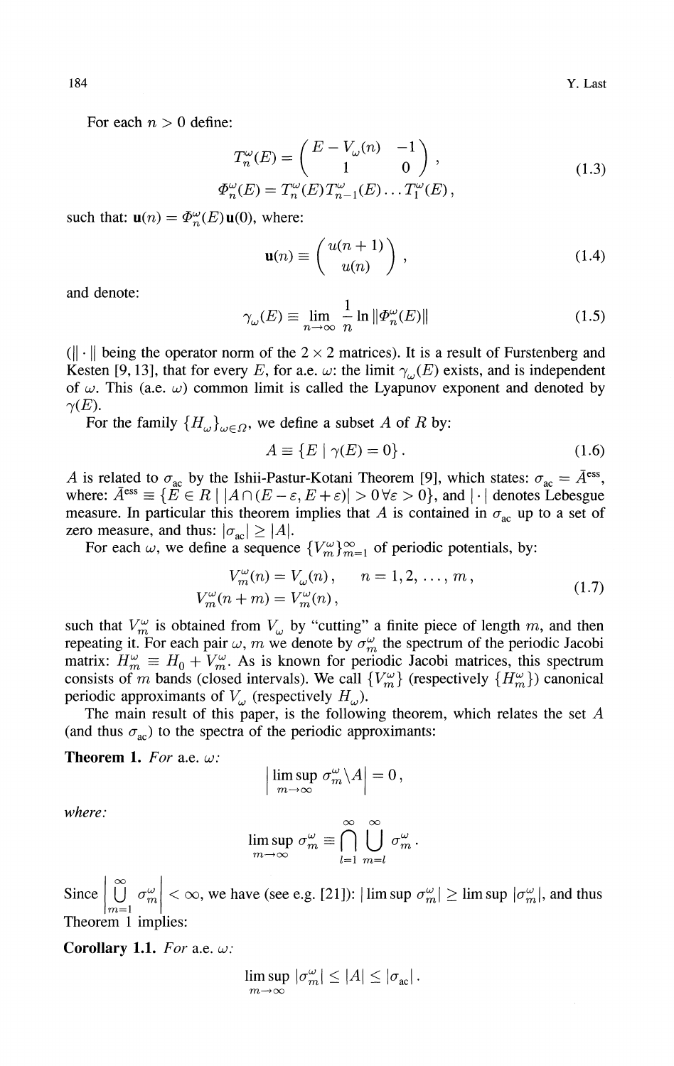For each $n > 0$ define:

$$
\begin{aligned}
T_n^\omega(E) &= \begin{pmatrix} E - V_\omega(n) & -1 \\ 1 & 0 \end{pmatrix}, \\
\Phi_n^\omega(E) &= T_n^\omega(E) T_{n-1}^\omega(E) \ldots T_1^\omega(E),
\end{aligned}
\tag{1.3}
$$

such that: $\mathbf{u}(n) = \Phi_n^\omega(E)\mathbf{u}(0)$, where:

$$
\mathbf{u}(n) \equiv \begin{pmatrix} u(n+1) \\ u(n) \end{pmatrix},
\tag{1.4}
$$

and denote:

$$
\gamma_\omega(E) \equiv \lim_{n\to\infty} \frac{1}{n} \ln \|\Phi_n^\omega(E)\|
\tag{1.5}
$$

($\|\cdot\|$ being the operator norm of the $2 \times 2$ matrices). It is a result of Furstenberg and Kesten [9, 13], that for every $E$, for a.e. $\omega$: the limit $\gamma_\omega(E)$ exists, and is independent of $\omega$. This (a.e. $\omega$) common limit is called the Lyapunov exponent and denoted by $\gamma(E)$.

For the family $\{H_\omega\}_{\omega\in\Omega}$, we define a subset $A$ of $R$ by:

$$
A \equiv \{E \mid \gamma(E) = 0\}.
\tag{1.6}
$$

$A$ is related to $\sigma_{\mathrm{ac}}$ by the Ishii-Pastur-Kotani Theorem [9], which states: $\sigma_{\mathrm{ac}} = \bar{A}^{\mathrm{ess}}$, where: $\bar{A}^{\mathrm{ess}} \equiv \{E \in R \mid |A \cap (E-\varepsilon, E+\varepsilon)| > 0 \,\forall \varepsilon > 0\}$, and $|\cdot|$ denotes Lebesgue measure. In particular this theorem implies that $A$ is contained in $\sigma_{\mathrm{ac}}$ up to a set of zero measure, and thus: $|\sigma_{\mathrm{ac}}| \geq |A|$.

For each $\omega$, we define a sequence $\{V_m^\omega\}_{m=1}^\infty$ of periodic potentials, by:

$$
\begin{aligned}
V_m^\omega(n) &= V_\omega(n), \quad n = 1, 2, \ldots, m, \\
V_m^\omega(n+m) &= V_m^\omega(n),
\end{aligned}
\tag{1.7}
$$

such that $V_m^\omega$ is obtained from $V_\omega$ by "cutting" a finite piece of length $m$, and then repeating it. For each pair $\omega, m$ we denote by $\sigma_m^\omega$ the spectrum of the periodic Jacobi matrix: $H_m^\omega \equiv H_0 + V_m^\omega$. As is known for periodic Jacobi matrices, this spectrum consists of $m$ bands (closed intervals). We call $\{V_m^\omega\}$ (respectively $\{H_m^\omega\}$) canonical periodic approximants of $V_\omega$ (respectively $H_\omega$).

The main result of this paper, is the following theorem, which relates the set $A$ (and thus $\sigma_{\mathrm{ac}}$) to the spectra of the periodic approximants:

**Theorem 1.** *For a.e. $\omega$:*

$$
\left| \limsup_{m\to\infty} \sigma_m^\omega \setminus A \right| = 0,
$$

*where:*

$$
\limsup_{m\to\infty} \sigma_m^\omega \equiv \bigcap_{l=1}^{\infty} \bigcup_{m=l}^{\infty} \sigma_m^\omega.
$$

Since $\left| \bigcup_{m=1}^{\infty} \sigma_m^\omega \right| < \infty$, we have (see e.g. [21]): $|\limsup \sigma_m^\omega| \geq \limsup |\sigma_m^\omega|$, and thus Theorem 1 implies:

**Corollary 1.1.** *For a.e. $\omega$:*

$$
\limsup_{m\to\infty} |\sigma_m^\omega| \leq |A| \leq |\sigma_{\mathrm{ac}}|.
$$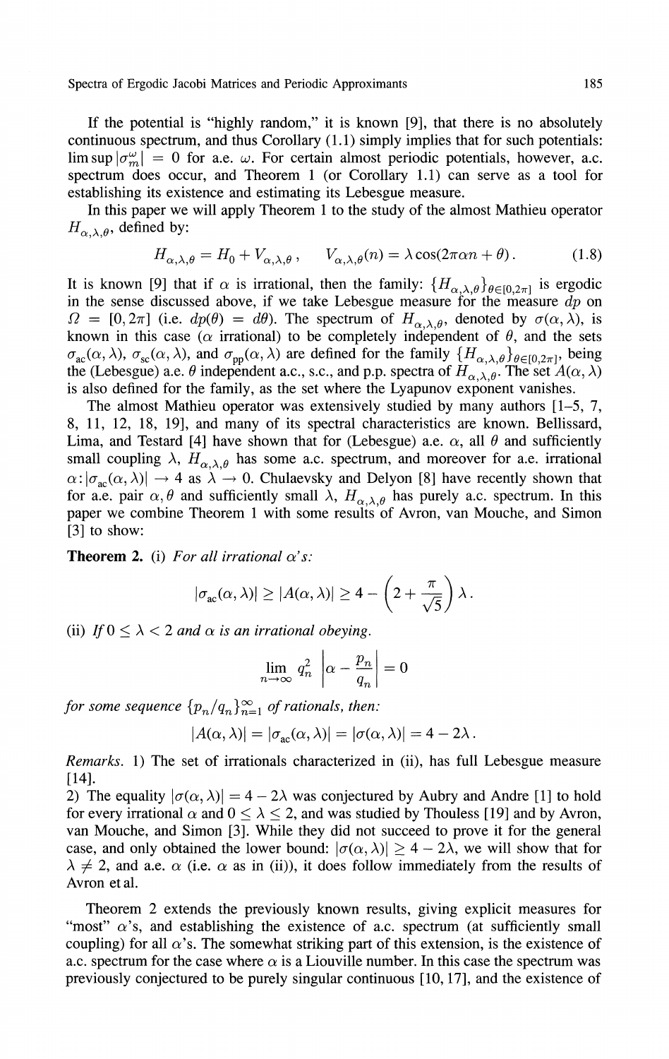If the potential is "highly random," it is known [9], that there is no absolutely continuous spectrum, and thus Corollary (1.1) simply implies that for such potentials: $\limsup |\sigma_m^\omega| = 0$ for a.e. $\omega$. For certain almost periodic potentials, however, a.c. spectrum does occur, and Theorem 1 (or Corollary 1.1) can serve as a tool for establishing its existence and estimating its Lebesgue measure.

In this paper we will apply Theorem 1 to the study of the almost Mathieu operator $H_{\alpha,\lambda,\theta}$, defined by:

$$H_{\alpha,\lambda,\theta} = H_0 + V_{\alpha,\lambda,\theta}\,, \qquad V_{\alpha,\lambda,\theta}(n) = \lambda \cos(2\pi\alpha n + \theta)\,. \tag{1.8}$$

It is known [9] that if $\alpha$ is irrational, then the family: $\{H_{\alpha,\lambda,\theta}\}_{\theta\in[0,2\pi]}$ is ergodic in the sense discussed above, if we take Lebesgue measure for the measure $dp$ on $\Omega = [0,2\pi]$ (i.e. $dp(\theta) = d\theta$). The spectrum of $H_{\alpha,\lambda,\theta}$, denoted by $\sigma(\alpha,\lambda)$, is known in this case ($\alpha$ irrational) to be completely independent of $\theta$, and the sets $\sigma_{ac}(\alpha,\lambda)$, $\sigma_{sc}(\alpha,\lambda)$, and $\sigma_{pp}(\alpha,\lambda)$ are defined for the family $\{H_{\alpha,\lambda,\theta}\}_{\theta\in[0,2\pi]}$, being the (Lebesgue) a.e. $\theta$ independent a.c., s.c., and p.p. spectra of $H_{\alpha,\lambda,\theta}$. The set $A(\alpha,\lambda)$ is also defined for the family, as the set where the Lyapunov exponent vanishes.

The almost Mathieu operator was extensively studied by many authors [1–5, 7, 8, 11, 12, 18, 19], and many of its spectral characteristics are known. Bellissard, Lima, and Testard [4] have shown that for (Lebesgue) a.e. $\alpha$, all $\theta$ and sufficiently small coupling $\lambda$, $H_{\alpha,\lambda,\theta}$ has some a.c. spectrum, and moreover for a.e. irrational $\alpha$: $|\sigma_{ac}(\alpha,\lambda)| \to 4$ as $\lambda \to 0$. Chulaevsky and Delyon [8] have recently shown that for a.e. pair $\alpha,\theta$ and sufficiently small $\lambda$, $H_{\alpha,\lambda,\theta}$ has purely a.c. spectrum. In this paper we combine Theorem 1 with some results of Avron, van Mouche, and Simon [3] to show:

**Theorem 2.** (i) *For all irrational $\alpha$'s:*

$$|\sigma_{ac}(\alpha,\lambda)| \geq |A(\alpha,\lambda)| \geq 4 - \left(2 + \frac{\pi}{\sqrt{5}}\right)\lambda\,.$$

(ii) *If $0 \leq \lambda < 2$ and $\alpha$ is an irrational obeying.*

$$\lim_{n\to\infty} q_n^2 \left|\alpha - \frac{p_n}{q_n}\right| = 0$$

*for some sequence $\{p_n/q_n\}_{n=1}^{\infty}$ of rationals, then:*

$$|A(\alpha,\lambda)| = |\sigma_{ac}(\alpha,\lambda)| = |\sigma(\alpha,\lambda)| = 4 - 2\lambda\,.$$

*Remarks.* 1) The set of irrationals characterized in (ii), has full Lebesgue measure [14].

2) The equality $|\sigma(\alpha,\lambda)| = 4 - 2\lambda$ was conjectured by Aubry and Andre [1] to hold for every irrational $\alpha$ and $0 \leq \lambda \leq 2$, and was studied by Thouless [19] and by Avron, van Mouche, and Simon [3]. While they did not succeed to prove it for the general case, and only obtained the lower bound: $|\sigma(\alpha,\lambda)| \geq 4 - 2\lambda$, we will show that for $\lambda \neq 2$, and a.e. $\alpha$ (i.e. $\alpha$ as in (ii)), it does follow immediately from the results of Avron et al.

Theorem 2 extends the previously known results, giving explicit measures for "most" $\alpha$'s, and establishing the existence of a.c. spectrum (at sufficiently small coupling) for all $\alpha$'s. The somewhat striking part of this extension, is the existence of a.c. spectrum for the case where $\alpha$ is a Liouville number. In this case the spectrum was previously conjectured to be purely singular continuous [10, 17], and the existence of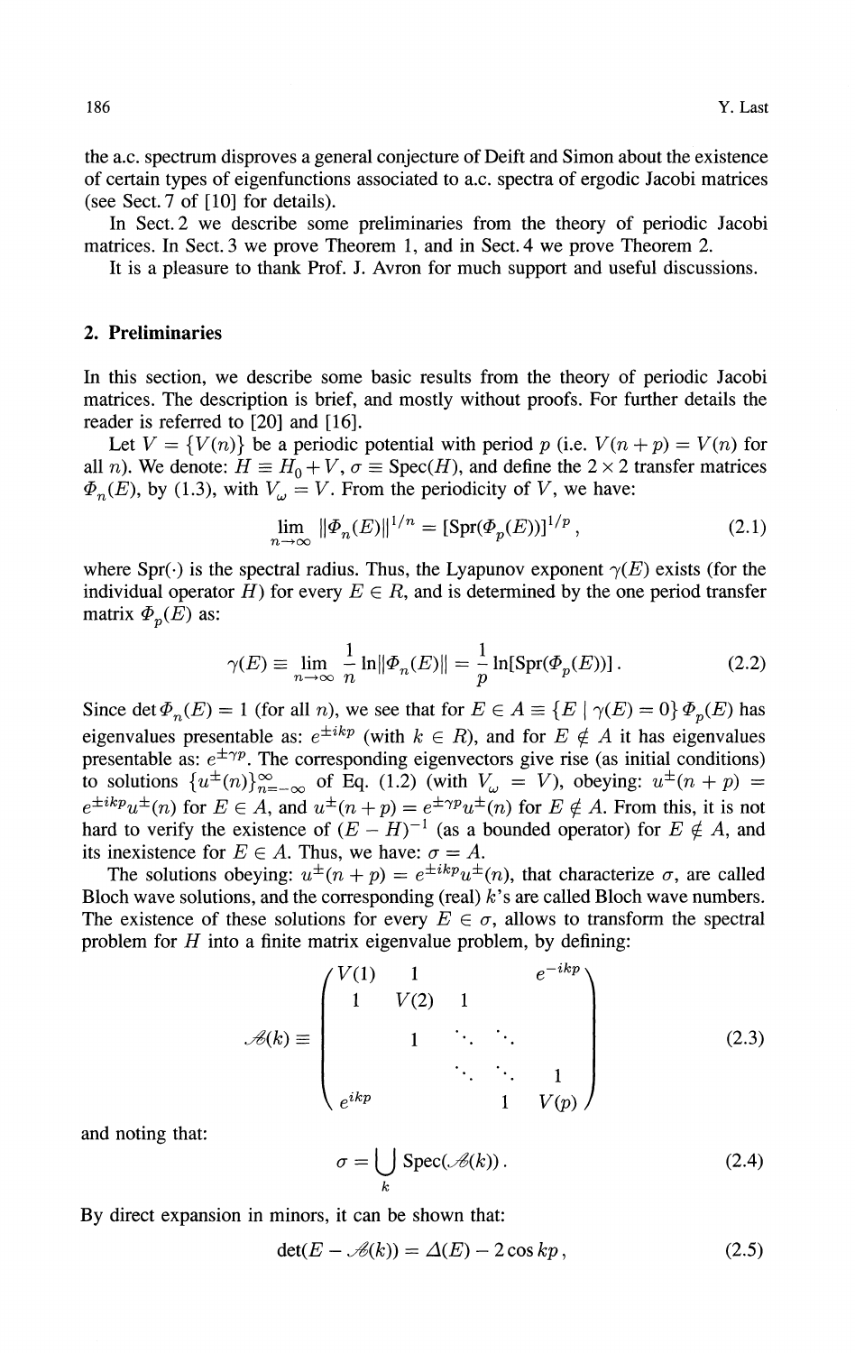the a.c. spectrum disproves a general conjecture of Deift and Simon about the existence of certain types of eigenfunctions associated to a.c. spectra of ergodic Jacobi matrices (see Sect. 7 of [10] for details).

In Sect. 2 we describe some preliminaries from the theory of periodic Jacobi matrices. In Sect. 3 we prove Theorem 1, and in Sect. 4 we prove Theorem 2.

It is a pleasure to thank Prof. J. Avron for much support and useful discussions.

## 2. Preliminaries

In this section, we describe some basic results from the theory of periodic Jacobi matrices. The description is brief, and mostly without proofs. For further details the reader is referred to [20] and [16].

Let $V = \{V(n)\}$ be a periodic potential with period $p$ (i.e. $V(n+p) = V(n)$ for all $n$). We denote: $H \equiv H_0 + V$, $\sigma \equiv \mathrm{Spec}(H)$, and define the $2 \times 2$ transfer matrices $\Phi_n(E)$, by (1.3), with $V_\omega = V$. From the periodicity of $V$, we have:

$$\lim_{n\to\infty} \|\Phi_n(E)\|^{1/n} = [\mathrm{Spr}(\Phi_p(E))]^{1/p}, \tag{2.1}$$

where $\mathrm{Spr}(\cdot)$ is the spectral radius. Thus, the Lyapunov exponent $\gamma(E)$ exists (for the individual operator $H$) for every $E \in R$, and is determined by the one period transfer matrix $\Phi_p(E)$ as:

$$\gamma(E) \equiv \lim_{n\to\infty} \frac{1}{n} \ln\|\Phi_n(E)\| = \frac{1}{p} \ln[\mathrm{Spr}(\Phi_p(E))]. \tag{2.2}$$

Since $\det \Phi_n(E) = 1$ (for all $n$), we see that for $E \in A \equiv \{E \mid \gamma(E) = 0\}$ $\Phi_p(E)$ has eigenvalues presentable as: $e^{\pm ikp}$ (with $k \in R$), and for $E \notin A$ it has eigenvalues presentable as: $e^{\pm\gamma p}$. The corresponding eigenvectors give rise (as initial conditions) to solutions $\{u^{\pm}(n)\}_{n=-\infty}^{\infty}$ of Eq. (1.2) (with $V_\omega = V$), obeying: $u^{\pm}(n+p) = e^{\pm ikp}u^{\pm}(n)$ for $E \in A$, and $u^{\pm}(n+p) = e^{\pm\gamma p}u^{\pm}(n)$ for $E \notin A$. From this, it is not hard to verify the existence of $(E-H)^{-1}$ (as a bounded operator) for $E \notin A$, and its inexistence for $E \in A$. Thus, we have: $\sigma = A$.

The solutions obeying: $u^{\pm}(n+p) = e^{\pm ikp}u^{\pm}(n)$, that characterize $\sigma$, are called Bloch wave solutions, and the corresponding (real) $k$'s are called Bloch wave numbers. The existence of these solutions for every $E \in \sigma$, allows to transform the spectral problem for $H$ into a finite matrix eigenvalue problem, by defining:

$$\mathscr{A}(k) \equiv \begin{pmatrix} V(1) & 1 & & & e^{-ikp} \\ 1 & V(2) & 1 & & \\ & 1 & \ddots & \ddots & \\ & & \ddots & \ddots & 1 \\ e^{ikp} & & & 1 & V(p) \end{pmatrix} \tag{2.3}$$

and noting that:

$$\sigma = \bigcup_k \mathrm{Spec}(\mathscr{A}(k)). \tag{2.4}$$

By direct expansion in minors, it can be shown that:

$$\det(E - \mathscr{A}(k)) = \Delta(E) - 2\cos kp, \tag{2.5}$$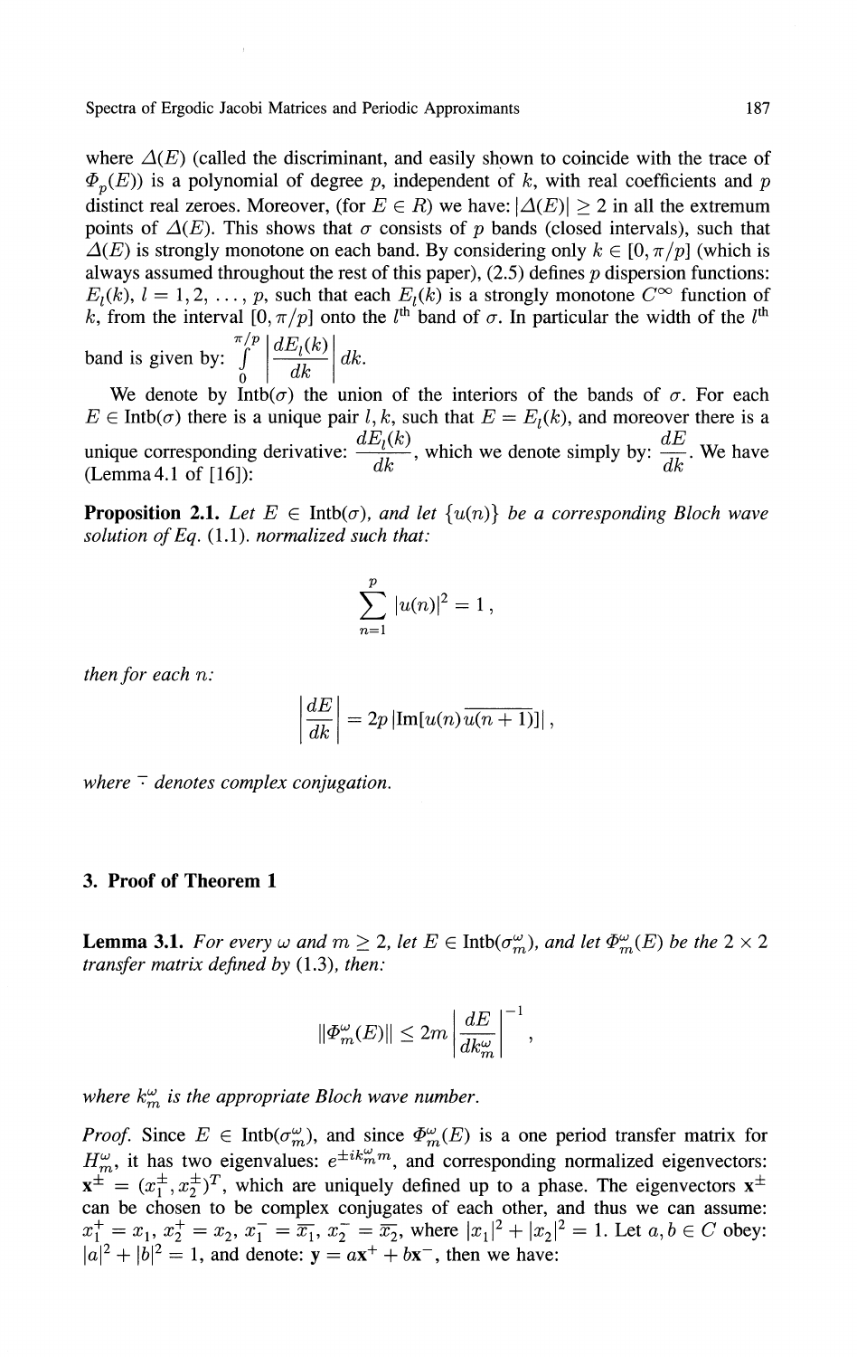where $\Delta(E)$ (called the discriminant, and easily shown to coincide with the trace of $\Phi_p(E)$) is a polynomial of degree $p$, independent of $k$, with real coefficients and $p$ distinct real zeroes. Moreover, (for $E \in R$) we have: $|\Delta(E)| \geq 2$ in all the extremum points of $\Delta(E)$. This shows that $\sigma$ consists of $p$ bands (closed intervals), such that $\Delta(E)$ is strongly monotone on each band. By considering only $k \in [0, \pi/p]$ (which is always assumed throughout the rest of this paper), (2.5) defines $p$ dispersion functions: $E_l(k)$, $l = 1, 2, \ldots, p$, such that each $E_l(k)$ is a strongly monotone $C^\infty$ function of $k$, from the interval $[0, \pi/p]$ onto the $l^{\text{th}}$ band of $\sigma$. In particular the width of the $l^{\text{th}}$ band is given by: $\int_0^{\pi/p} \left| \frac{dE_l(k)}{dk} \right| dk$.

We denote by $\text{Intb}(\sigma)$ the union of the interiors of the bands of $\sigma$. For each $E \in \text{Intb}(\sigma)$ there is a unique pair $l, k$, such that $E = E_l(k)$, and moreover there is a unique corresponding derivative: $\frac{dE_l(k)}{dk}$, which we denote simply by: $\frac{dE}{dk}$. We have (Lemma 4.1 of [16]):

**Proposition 2.1.** *Let $E \in \text{Intb}(\sigma)$, and let $\{u(n)\}$ be a corresponding Bloch wave solution of Eq.* (1.1). *normalized such that:*

$$\sum_{n=1}^{p} |u(n)|^2 = 1\,,$$

*then for each $n$:*

$$\left| \frac{dE}{dk} \right| = 2p \left| \text{Im}[u(n)\overline{u(n+1)}] \right|,$$

*where $\bar{\cdot}$ denotes complex conjugation.*

## 3. Proof of Theorem 1

**Lemma 3.1.** *For every $\omega$ and $m \geq 2$, let $E \in \text{Intb}(\sigma_m^\omega)$, and let $\Phi_m^\omega(E)$ be the $2 \times 2$ transfer matrix defined by* (1.3), *then:*

$$\|\Phi_m^\omega(E)\| \leq 2m \left| \frac{dE}{dk_m^\omega} \right|^{-1},$$

*where $k_m^\omega$ is the appropriate Bloch wave number.*

*Proof.* Since $E \in \text{Intb}(\sigma_m^\omega)$, and since $\Phi_m^\omega(E)$ is a one period transfer matrix for $H_m^\omega$, it has two eigenvalues: $e^{\pm i k_m^\omega m}$, and corresponding normalized eigenvectors: $\mathbf{x}^\pm = (x_1^\pm, x_2^\pm)^T$, which are uniquely defined up to a phase. The eigenvectors $\mathbf{x}^\pm$ can be chosen to be complex conjugates of each other, and thus we can assume: $x_1^+ = x_1$, $x_2^+ = x_2$, $x_1^- = \overline{x_1}$, $x_2^- = \overline{x_2}$, where $|x_1|^2 + |x_2|^2 = 1$. Let $a, b \in C$ obey: $|a|^2 + |b|^2 = 1$, and denote: $\mathbf{y} = a\mathbf{x}^+ + b\mathbf{x}^-$, then we have: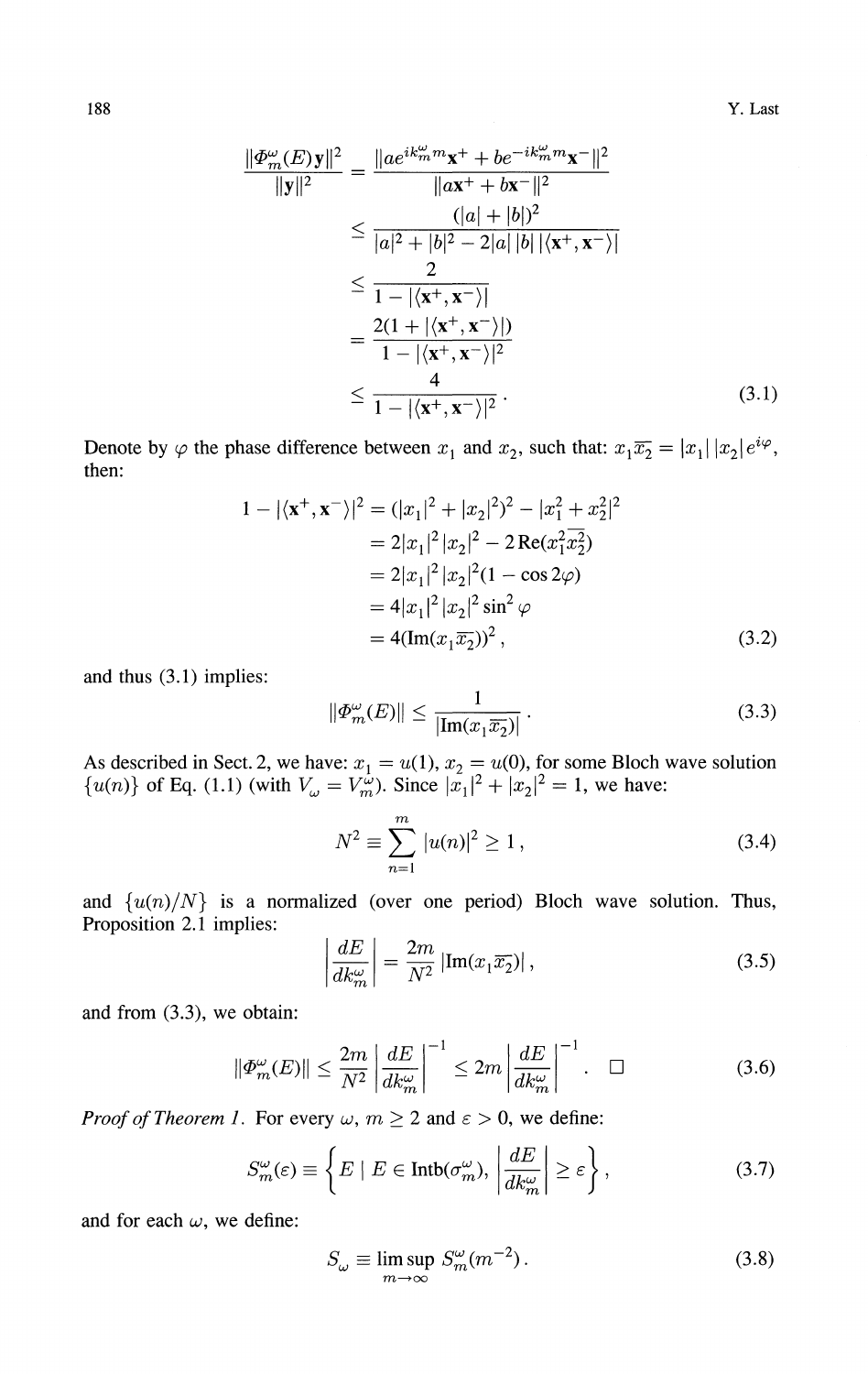$$
\begin{aligned}
\frac{\|\Phi_m^\omega(E)\mathbf{y}\|^2}{\|\mathbf{y}\|^2} &= \frac{\|ae^{ik_m^\omega m}\mathbf{x}^+ + be^{-ik_m^\omega m}\mathbf{x}^-\|^2}{\|a\mathbf{x}^+ + b\mathbf{x}^-\|^2} \\
&\le \frac{(|a|+|b|)^2}{|a|^2+|b|^2-2|a|\,|b|\,|\langle \mathbf{x}^+,\mathbf{x}^-\rangle|} \\
&\le \frac{2}{1-|\langle \mathbf{x}^+,\mathbf{x}^-\rangle|} \\
&= \frac{2(1+|\langle \mathbf{x}^+,\mathbf{x}^-\rangle|)}{1-|\langle \mathbf{x}^+,\mathbf{x}^-\rangle|^2} \\
&\le \frac{4}{1-|\langle \mathbf{x}^+,\mathbf{x}^-\rangle|^2}\,.
\end{aligned}
\tag{3.1}
$$

Denote by $\varphi$ the phase difference between $x_1$ and $x_2$, such that: $x_1\overline{x_2} = |x_1|\,|x_2|e^{i\varphi}$, then:

$$
\begin{aligned}
1-|\langle \mathbf{x}^+,\mathbf{x}^-\rangle|^2 &= (|x_1|^2+|x_2|^2)^2 - |x_1^2+x_2^2|^2 \\
&= 2|x_1|^2|x_2|^2 - 2\,\mathrm{Re}(x_1^2\overline{x_2^2}) \\
&= 2|x_1|^2|x_2|^2(1-\cos 2\varphi) \\
&= 4|x_1|^2|x_2|^2\sin^2\varphi \\
&= 4(\mathrm{Im}(x_1\overline{x_2}))^2\,,
\end{aligned}
\tag{3.2}
$$

and thus (3.1) implies:

$$
\|\Phi_m^\omega(E)\| \le \frac{1}{|\mathrm{Im}(x_1\overline{x_2})|}\,. \tag{3.3}
$$

As described in Sect. 2, we have: $x_1 = u(1)$, $x_2 = u(0)$, for some Bloch wave solution $\{u(n)\}$ of Eq. (1.1) (with $V_\omega = V_m^\omega$). Since $|x_1|^2+|x_2|^2 = 1$, we have:

$$
N^2 \equiv \sum_{n=1}^{m} |u(n)|^2 \ge 1\,, \tag{3.4}
$$

and $\{u(n)/N\}$ is a normalized (over one period) Bloch wave solution. Thus, Proposition 2.1 implies:

$$
\left|\frac{dE}{dk_m^\omega}\right| = \frac{2m}{N^2}\,|\mathrm{Im}(x_1\overline{x_2})|\,, \tag{3.5}
$$

and from (3.3), we obtain:

$$
\|\Phi_m^\omega(E)\| \le \frac{2m}{N^2}\left|\frac{dE}{dk_m^\omega}\right|^{-1} \le 2m\left|\frac{dE}{dk_m^\omega}\right|^{-1}\,. \quad \square \tag{3.6}
$$

*Proof of Theorem 1.* For every $\omega$, $m \ge 2$ and $\varepsilon > 0$, we define:

$$
S_m^\omega(\varepsilon) \equiv \left\{E \;\middle|\; E \in \mathrm{Intb}(\sigma_m^\omega),\ \left|\frac{dE}{dk_m^\omega}\right| \ge \varepsilon\right\}, \tag{3.7}
$$

and for each $\omega$, we define:

$$
S_\omega \equiv \limsup_{m\to\infty} S_m^\omega(m^{-2})\,. \tag{3.8}
$$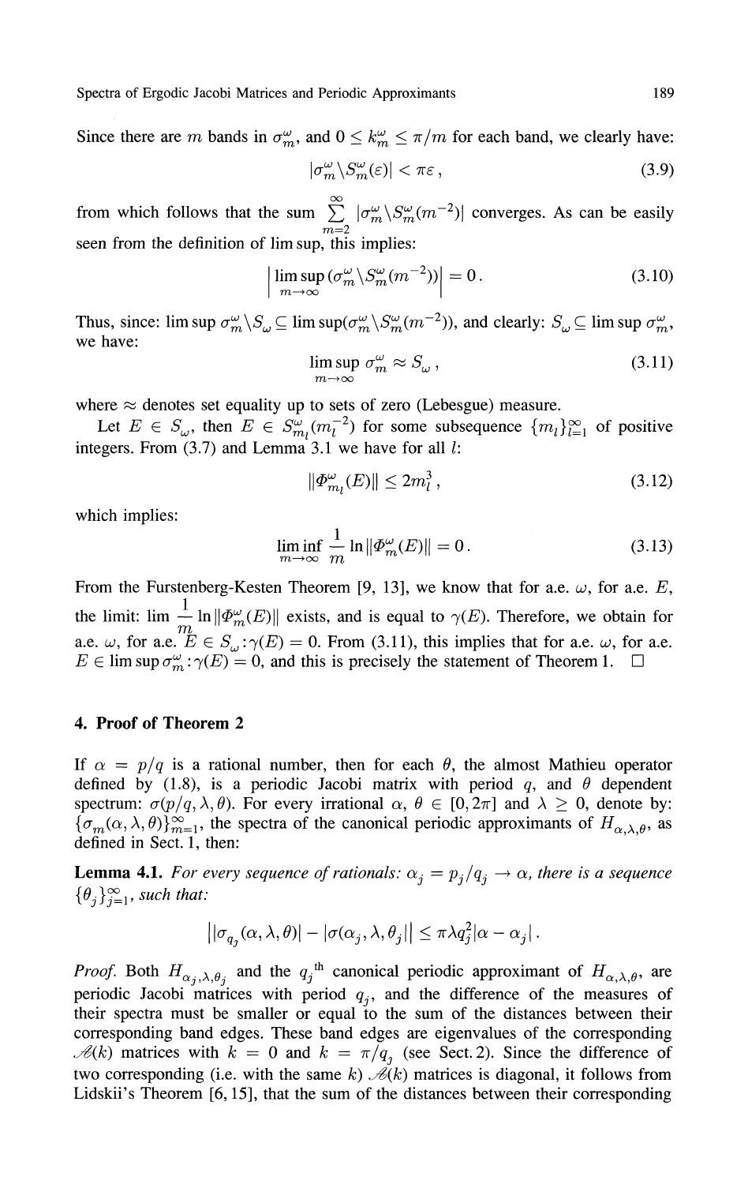Since there are $m$ bands in $\sigma_m^\omega$, and $0 \leq k_m^\omega \leq \pi/m$ for each band, we clearly have:

$$|\sigma_m^\omega \backslash S_m^\omega(\varepsilon)| < \pi\varepsilon\,, \tag{3.9}$$

from which follows that the sum $\sum_{m=2}^{\infty} |\sigma_m^\omega \backslash S_m^\omega(m^{-2})|$ converges. As can be easily seen from the definition of lim sup, this implies:

$$\left| \limsup_{m\to\infty} (\sigma_m^\omega \backslash S_m^\omega(m^{-2})) \right| = 0\,. \tag{3.10}$$

Thus, since: $\limsup \sigma_m^\omega \backslash S_\omega \subseteq \limsup(\sigma_m^\omega \backslash S_m^\omega(m^{-2}))$, and clearly: $S_\omega \subseteq \limsup \sigma_m^\omega$, we have:

$$\limsup_{m\to\infty} \sigma_m^\omega \approx S_\omega\,, \tag{3.11}$$

where $\approx$ denotes set equality up to sets of zero (Lebesgue) measure.

Let $E \in S_\omega$, then $E \in S_{m_l}^\omega(m_l^{-2})$ for some subsequence $\{m_l\}_{l=1}^\infty$ of positive integers. From (3.7) and Lemma 3.1 we have for all $l$:

$$\|\Phi_{m_l}^\omega(E)\| \leq 2m_l^3\,, \tag{3.12}$$

which implies:

$$\liminf_{m\to\infty} \frac{1}{m} \ln \|\Phi_m^\omega(E)\| = 0\,. \tag{3.13}$$

From the Furstenberg-Kesten Theorem [9, 13], we know that for a.e. $\omega$, for a.e. $E$, the limit: $\lim \frac{1}{m} \ln\|\Phi_m^\omega(E)\|$ exists, and is equal to $\gamma(E)$. Therefore, we obtain for a.e. $\omega$, for a.e. $E \in S_\omega : \gamma(E) = 0$. From (3.11), this implies that for a.e. $\omega$, for a.e. $E \in \limsup \sigma_m^\omega : \gamma(E) = 0$, and this is precisely the statement of Theorem 1. $\square$

## 4. Proof of Theorem 2

If $\alpha = p/q$ is a rational number, then for each $\theta$, the almost Mathieu operator defined by (1.8), is a periodic Jacobi matrix with period $q$, and $\theta$ dependent spectrum: $\sigma(p/q, \lambda, \theta)$. For every irrational $\alpha$, $\theta \in [0, 2\pi]$ and $\lambda \geq 0$, denote by: $\{\sigma_m(\alpha, \lambda, \theta)\}_{m=1}^\infty$, the spectra of the canonical periodic approximants of $H_{\alpha,\lambda,\theta}$, as defined in Sect. 1, then:

**Lemma 4.1.** *For every sequence of rationals: $\alpha_j = p_j/q_j \to \alpha$, there is a sequence $\{\theta_j\}_{j=1}^\infty$, such that:*

$$\big| |\sigma_{q_j}(\alpha, \lambda, \theta)| - |\sigma(\alpha_j, \lambda, \theta_j| \big| \leq \pi\lambda q_j^2 |\alpha - \alpha_j|\,.$$

*Proof.* Both $H_{\alpha_j,\lambda,\theta_j}$ and the $q_j$<sup>th</sup> canonical periodic approximant of $H_{\alpha,\lambda,\theta}$, are periodic Jacobi matrices with period $q_j$, and the difference of the measures of their spectra must be smaller or equal to the sum of the distances between their corresponding band edges. These band edges are eigenvalues of the corresponding $\mathscr{A}(k)$ matrices with $k = 0$ and $k = \pi/q_j$ (see Sect. 2). Since the difference of two corresponding (i.e. with the same $k$) $\mathscr{A}(k)$ matrices is diagonal, it follows from Lidskii's Theorem [6, 15], that the sum of the distances between their corresponding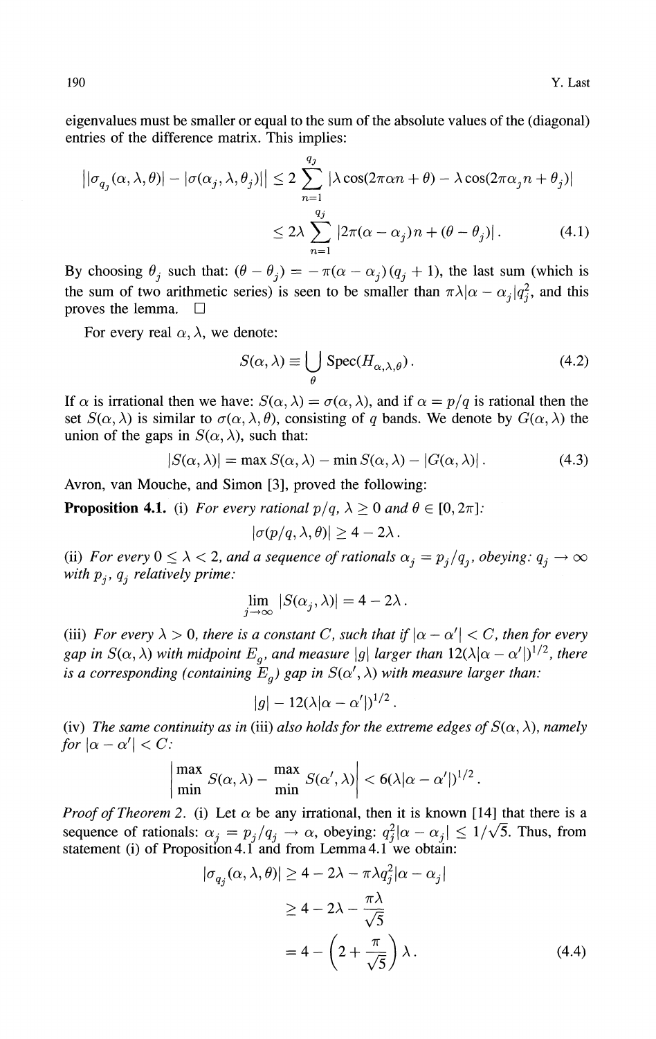eigenvalues must be smaller or equal to the sum of the absolute values of the (diagonal) entries of the difference matrix. This implies:

$$
\begin{aligned}
\left| |\sigma_{q_j}(\alpha,\lambda,\theta)| - |\sigma(\alpha_j,\lambda,\theta_j)| \right| &\leq 2 \sum_{n=1}^{q_j} |\lambda \cos(2\pi\alpha n + \theta) - \lambda \cos(2\pi\alpha_j n + \theta_j)| \\
&\leq 2\lambda \sum_{n=1}^{q_j} |2\pi(\alpha - \alpha_j)n + (\theta - \theta_j)| \, . \qquad (4.1)
\end{aligned}
$$

By choosing $\theta_j$ such that: $(\theta - \theta_j) = -\pi(\alpha - \alpha_j)(q_j + 1)$, the last sum (which is the sum of two arithmetic series) is seen to be smaller than $\pi\lambda|\alpha - \alpha_j|q_j^2$, and this proves the lemma. □

For every real $\alpha, \lambda$, we denote:

$$
S(\alpha,\lambda) \equiv \bigcup_{\theta} \operatorname{Spec}(H_{\alpha,\lambda,\theta}) \, . \qquad (4.2)
$$

If $\alpha$ is irrational then we have: $S(\alpha,\lambda) = \sigma(\alpha,\lambda)$, and if $\alpha = p/q$ is rational then the set $S(\alpha,\lambda)$ is similar to $\sigma(\alpha,\lambda,\theta)$, consisting of $q$ bands. We denote by $G(\alpha,\lambda)$ the union of the gaps in $S(\alpha,\lambda)$, such that:

$$
|S(\alpha,\lambda)| = \max S(\alpha,\lambda) - \min S(\alpha,\lambda) - |G(\alpha,\lambda)| \, . \qquad (4.3)
$$

Avron, van Mouche, and Simon [3], proved the following:

**Proposition 4.1.** (i) *For every rational $p/q$, $\lambda \geq 0$ and $\theta \in [0, 2\pi]$:*

$$
|\sigma(p/q,\lambda,\theta)| \geq 4 - 2\lambda \, .
$$

(ii) *For every $0 \leq \lambda < 2$, and a sequence of rationals $\alpha_j = p_j/q_j$, obeying: $q_j \to \infty$ with $p_j$, $q_j$ relatively prime:*

$$
\lim_{j \to \infty} |S(\alpha_j,\lambda)| = 4 - 2\lambda \, .
$$

(iii) *For every $\lambda > 0$, there is a constant $C$, such that if $|\alpha - \alpha'| < C$, then for every gap in $S(\alpha,\lambda)$ with midpoint $E_g$, and measure $|g|$ larger than $12(\lambda|\alpha - \alpha'|)^{1/2}$, there is a corresponding (containing $E_g$) gap in $S(\alpha',\lambda)$ with measure larger than:*

$$
|g| - 12(\lambda|\alpha - \alpha'|)^{1/2} \, .
$$

(iv) *The same continuity as in* (iii) *also holds for the extreme edges of $S(\alpha,\lambda)$, namely for $|\alpha - \alpha'| < C$:*

$$
\left| \begin{matrix}\max \\ \min\end{matrix} S(\alpha,\lambda) - \begin{matrix}\max \\ \min\end{matrix} S(\alpha',\lambda) \right| < 6(\lambda|\alpha - \alpha'|)^{1/2} \, .
$$

*Proof of Theorem 2.* (i) Let $\alpha$ be any irrational, then it is known [14] that there is a sequence of rationals: $\alpha_j = p_j/q_j \to \alpha$, obeying: $q_j^2|\alpha - \alpha_j| \leq 1/\sqrt{5}$. Thus, from statement (i) of Proposition 4.1 and from Lemma 4.1 we obtain:

$$
\begin{aligned}
|\sigma_{q_j}(\alpha,\lambda,\theta)| &\geq 4 - 2\lambda - \pi\lambda q_j^2|\alpha - \alpha_j| \\
&\geq 4 - 2\lambda - \frac{\pi\lambda}{\sqrt{5}} \\
&= 4 - \left(2 + \frac{\pi}{\sqrt{5}}\right)\lambda \, . \qquad (4.4)
\end{aligned}
$$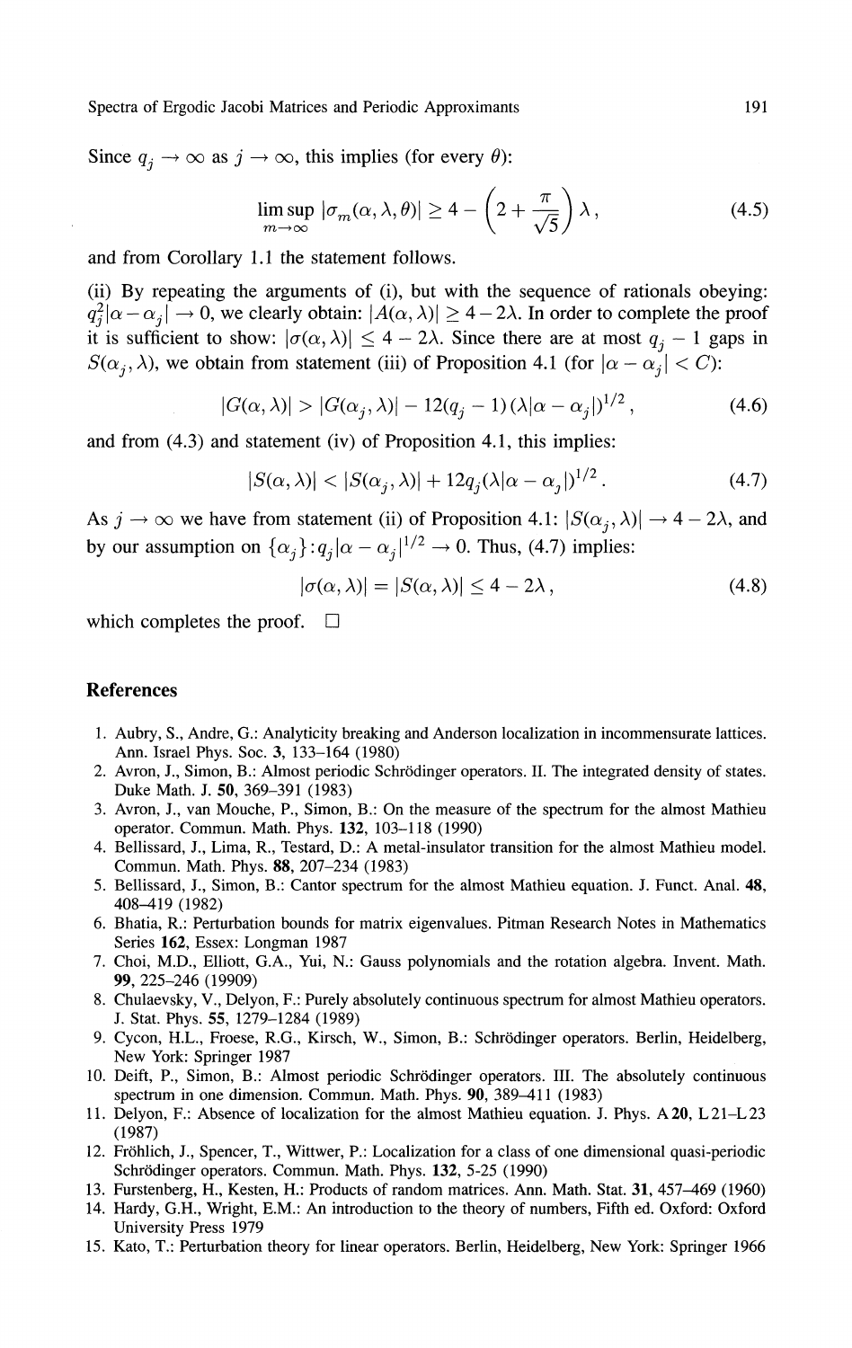Since $q_j \to \infty$ as $j \to \infty$, this implies (for every $\theta$):

$$\limsup_{m\to\infty} |\sigma_m(\alpha, \lambda, \theta)| \geq 4 - \left(2 + \frac{\pi}{\sqrt{5}}\right)\lambda\,, \tag{4.5}$$

and from Corollary 1.1 the statement follows.

(ii) By repeating the arguments of (i), but with the sequence of rationals obeying: $q_j^2|\alpha - \alpha_j| \to 0$, we clearly obtain: $|A(\alpha, \lambda)| \geq 4 - 2\lambda$. In order to complete the proof it is sufficient to show: $|\sigma(\alpha, \lambda)| \leq 4 - 2\lambda$. Since there are at most $q_j - 1$ gaps in $S(\alpha_j, \lambda)$, we obtain from statement (iii) of Proposition 4.1 (for $|\alpha - \alpha_j| < C$):

$$|G(\alpha, \lambda)| > |G(\alpha_j, \lambda)| - 12(q_j - 1)(\lambda|\alpha - \alpha_j|)^{1/2}\,, \tag{4.6}$$

and from (4.3) and statement (iv) of Proposition 4.1, this implies:

$$|S(\alpha, \lambda)| < |S(\alpha_j, \lambda)| + 12q_j(\lambda|\alpha - \alpha_j|)^{1/2}\,. \tag{4.7}$$

As $j \to \infty$ we have from statement (ii) of Proposition 4.1: $|S(\alpha_j, \lambda)| \to 4 - 2\lambda$, and by our assumption on $\{\alpha_j\}$: $q_j|\alpha - \alpha_j|^{1/2} \to 0$. Thus, (4.7) implies:

$$|\sigma(\alpha, \lambda)| = |S(\alpha, \lambda)| \leq 4 - 2\lambda\,, \tag{4.8}$$

which completes the proof. □

## References

1. Aubry, S., Andre, G.: Analyticity breaking and Anderson localization in incommensurate lattices. Ann. Israel Phys. Soc. **3**, 133–164 (1980)
2. Avron, J., Simon, B.: Almost periodic Schrödinger operators. II. The integrated density of states. Duke Math. J. **50**, 369–391 (1983)
3. Avron, J., van Mouche, P., Simon, B.: On the measure of the spectrum for the almost Mathieu operator. Commun. Math. Phys. **132**, 103–118 (1990)
4. Bellissard, J., Lima, R., Testard, D.: A metal-insulator transition for the almost Mathieu model. Commun. Math. Phys. **88**, 207–234 (1983)
5. Bellissard, J., Simon, B.: Cantor spectrum for the almost Mathieu equation. J. Funct. Anal. **48**, 408–419 (1982)
6. Bhatia, R.: Perturbation bounds for matrix eigenvalues. Pitman Research Notes in Mathematics Series **162**, Essex: Longman 1987
7. Choi, M.D., Elliott, G.A., Yui, N.: Gauss polynomials and the rotation algebra. Invent. Math. **99**, 225–246 (19909)
8. Chulaevsky, V., Delyon, F.: Purely absolutely continuous spectrum for almost Mathieu operators. J. Stat. Phys. **55**, 1279–1284 (1989)
9. Cycon, H.L., Froese, R.G., Kirsch, W., Simon, B.: Schrödinger operators. Berlin, Heidelberg, New York: Springer 1987
10. Deift, P., Simon, B.: Almost periodic Schrödinger operators. III. The absolutely continuous spectrum in one dimension. Commun. Math. Phys. **90**, 389–411 (1983)
11. Delyon, F.: Absence of localization for the almost Mathieu equation. J. Phys. A **20**, L21–L23 (1987)
12. Fröhlich, J., Spencer, T., Wittwer, P.: Localization for a class of one dimensional quasi-periodic Schrödinger operators. Commun. Math. Phys. **132**, 5-25 (1990)
13. Furstenberg, H., Kesten, H.: Products of random matrices. Ann. Math. Stat. **31**, 457–469 (1960)
14. Hardy, G.H., Wright, E.M.: An introduction to the theory of numbers, Fifth ed. Oxford: Oxford University Press 1979
15. Kato, T.: Perturbation theory for linear operators. Berlin, Heidelberg, New York: Springer 1966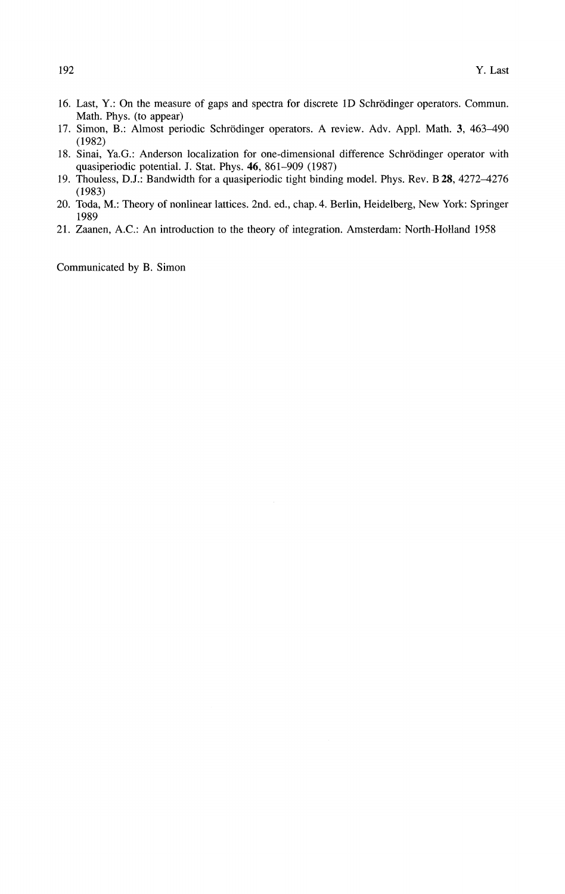16. Last, Y.: On the measure of gaps and spectra for discrete 1D Schrödinger operators. Commun. Math. Phys. (to appear)
17. Simon, B.: Almost periodic Schrödinger operators. A review. Adv. Appl. Math. **3**, 463–490 (1982)
18. Sinai, Ya.G.: Anderson localization for one-dimensional difference Schrödinger operator with quasiperiodic potential. J. Stat. Phys. **46**, 861–909 (1987)
19. Thouless, D.J.: Bandwidth for a quasiperiodic tight binding model. Phys. Rev. B **28**, 4272–4276 (1983)
20. Toda, M.: Theory of nonlinear lattices. 2nd. ed., chap. 4. Berlin, Heidelberg, New York: Springer 1989
21. Zaanen, A.C.: An introduction to the theory of integration. Amsterdam: North-Holland 1958

Communicated by B. Simon